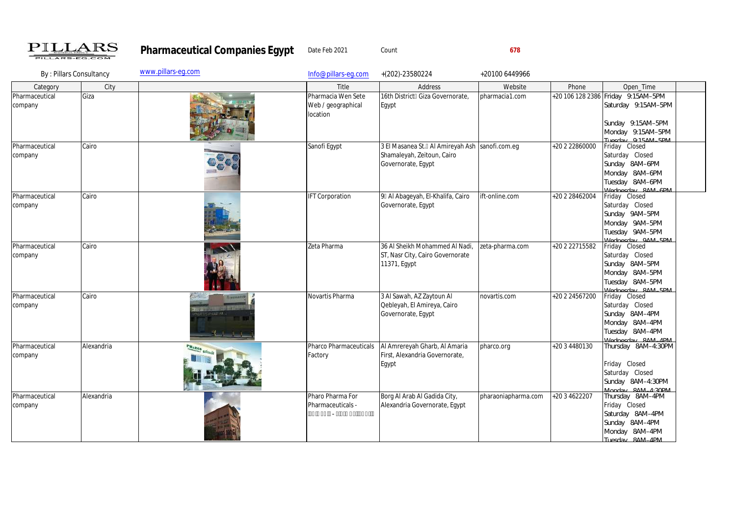# Pharmaceutical Companies Egypt

PILLARS CONSULTANCY PILLARS-EG.COM

Date Feb 2021 | Count 678

By : Pillars Consultancy | [www.pillars-eg.com](http://www.pillars-eg.com) | [Info@pillars-eg.com](mailto:Info@pillars-eg.com) | +(202)-23580224 | +20100 6449966

| Category | City | | Title | Address | Website | Phone | Open_Time |
|---|---|---|---|---|---|---|---|
| Pharmaceutical company | Giza | | Pharmacia Wen Sete Web / geographical location | 16th District Giza Governorate, Egypt | pharmacia1.com | +20 106 128 2386 | Friday 9:15AM–5PM Saturday 9:15AM–5PM Sunday 9:15AM–5PM Monday 9:15AM–5PM Tuesday 9:15AM–5PM |
| Pharmaceutical company | Cairo | | Sanofi Egypt | 3 El Masanea St. Al Amireyah Ash Shamaleyah, Zeitoun, Cairo Governorate, Egypt | sanofi.com.eg | +20 2 22860000 | Friday Closed Saturday Closed Sunday 8AM–6PM Monday 8AM–6PM Tuesday 8AM–6PM Wednesday 8AM–6PM |
| Pharmaceutical company | Cairo | | IFT Corporation | 9 Al Abageyah, El-Khalifa, Cairo Governorate, Egypt | ift-online.com | +20 2 28462004 | Friday Closed Saturday Closed Sunday 9AM–5PM Monday 9AM–5PM Tuesday 9AM–5PM Wednesday 9AM–5PM |
| Pharmaceutical company | Cairo | | Zeta Pharma | 36 Al Sheikh Mohammed Al Nadi, ST, Nasr City, Cairo Governorate 11371, Egypt | zeta-pharma.com | +20 2 22715582 | Friday Closed Saturday Closed Sunday 8AM–5PM Monday 8AM–5PM Tuesday 8AM–5PM Wednesday 8AM–5PM |
| Pharmaceutical company | Cairo | | Novartis Pharma | 3 Al Sawah, AZ Zaytoun Al Qebleyah, El Amireya, Cairo Governorate, Egypt | novartis.com | +20 2 24567200 | Friday Closed Saturday Closed Sunday 8AM–4PM Monday 8AM–4PM Tuesday 8AM–4PM Wednesday 8AM–4PM |
| Pharmaceutical company | Alexandria | | Pharco Pharmaceuticals Factory | Al Amrereyah Gharb, Al Amaria First, Alexandria Governorate, Egypt | pharco.org | +20 3 4480130 | Thursday 8AM–4:30PM Friday Closed Saturday Closed Sunday 8AM–4:30PM Monday 8AM–4:30PM |
| Pharmaceutical company | Alexandria | | Pharo Pharma For Pharmaceuticals - | Borg Al Arab Al Gadida City, Alexandria Governorate, Egypt | pharaoniapharma.com | +20 3 4622207 | Thursday 8AM–4PM Friday Closed Saturday 8AM–4PM Sunday 8AM–4PM Monday 8AM–4PM Tuesday 8AM–4PM |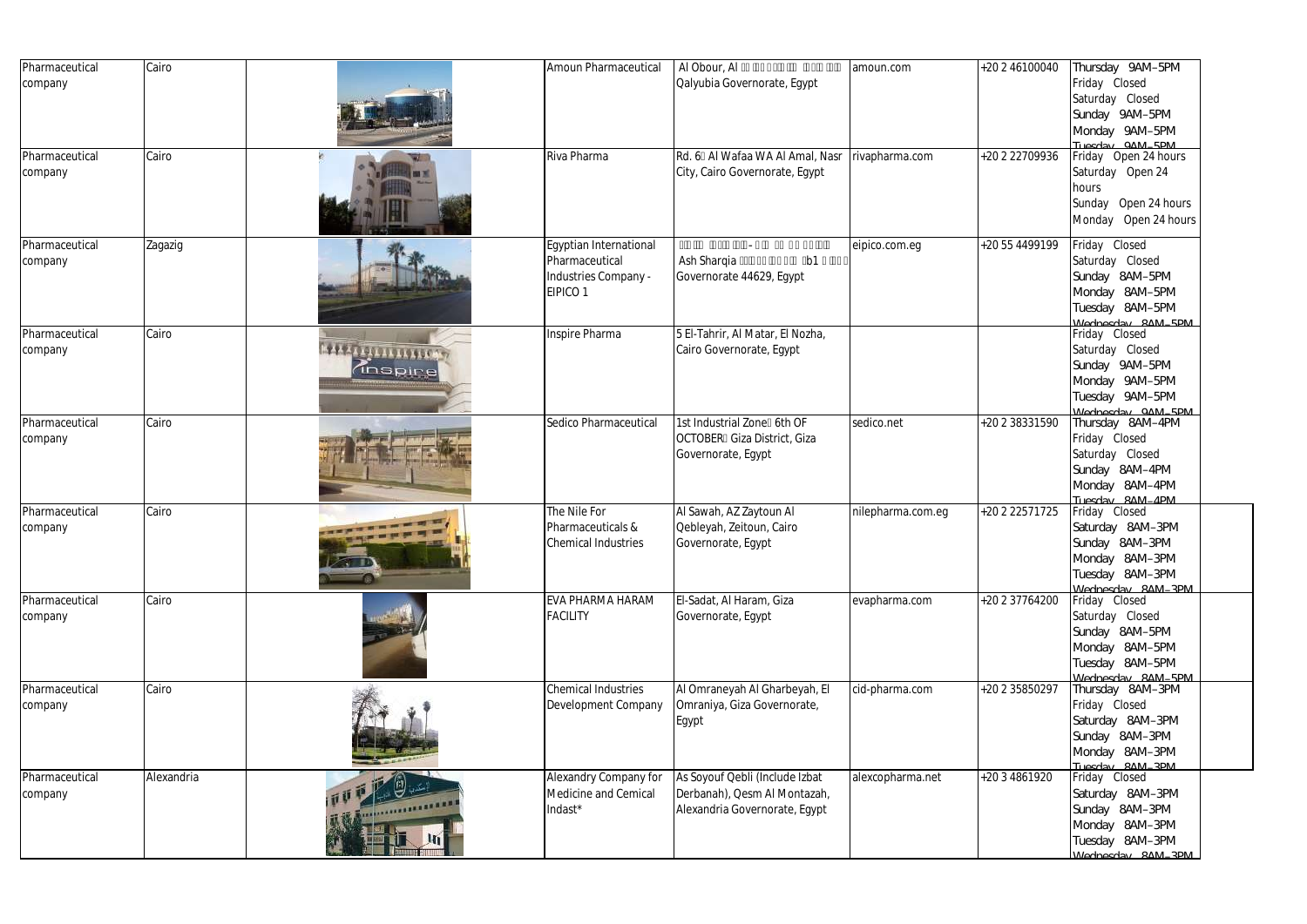| Pharmaceutical company | Cairo | | Amoun Pharmaceutical | Al Obour, Al Qalyubia Governorate, Egypt | amoun.com | +20 2 46100040 | Thursday 9AM–5PM Friday Closed Saturday Closed Sunday 9AM–5PM Monday 9AM–5PM Tuesday 9AM–5PM |
|---|---|---|---|---|---|---|---|
| Pharmaceutical company | Cairo | | Riva Pharma | Rd. 6 Al Wafaa WA Al Amal, Nasr City, Cairo Governorate, Egypt | rivapharma.com | +20 2 22709936 | Friday Open 24 hours Saturday Open 24 hours Sunday Open 24 hours Monday Open 24 hours |
| Pharmaceutical company | Zagazig | | Egyptian International Pharmaceutical Industries Company - EIPICO 1 | Ash Sharqia b1 Governorate 44629, Egypt | eipico.com.eg | +20 55 4499199 | Friday Closed Saturday Closed Sunday 8AM–5PM Monday 8AM–5PM Tuesday 8AM–5PM Wednesday 8AM–5PM |
| Pharmaceutical company | Cairo | | Inspire Pharma | 5 El-Tahrir, Al Matar, El Nozha, Cairo Governorate, Egypt | | | Friday Closed Saturday Closed Sunday 9AM–5PM Monday 9AM–5PM Tuesday 9AM–5PM Wednesday 9AM–5PM |
| Pharmaceutical company | Cairo | | Sedico Pharmaceutical | 1st Industrial Zone 6th OF OCTOBER Giza District, Giza Governorate, Egypt | sedico.net | +20 2 38331590 | Thursday 8AM–4PM Friday Closed Saturday Closed Sunday 8AM–4PM Monday 8AM–4PM Tuesday 8AM–4PM |
| Pharmaceutical company | Cairo | | The Nile For Pharmaceuticals & Chemical Industries | Al Sawah, AZ Zaytoun Al Qebleyah, Zeitoun, Cairo Governorate, Egypt | nilepharma.com.eg | +20 2 22571725 | Friday Closed Saturday 8AM–3PM Sunday 8AM–3PM Monday 8AM–3PM Tuesday 8AM–3PM Wednesday 8AM–3PM |
| Pharmaceutical company | Cairo | | EVA PHARMA HARAM FACILITY | El-Sadat, Al Haram, Giza Governorate, Egypt | evapharma.com | +20 2 37764200 | Friday Closed Saturday Closed Sunday 8AM–5PM Monday 8AM–5PM Tuesday 8AM–5PM Wednesday 8AM–5PM |
| Pharmaceutical company | Cairo | | Chemical Industries Development Company | Al Omraneyah Al Gharbeyah, El Omraniya, Giza Governorate, Egypt | cid-pharma.com | +20 2 35850297 | Thursday 8AM–3PM Friday Closed Saturday 8AM–3PM Sunday 8AM–3PM Monday 8AM–3PM Tuesday 8AM–3PM |
| Pharmaceutical company | Alexandria | | Alexandry Company for Medicine and Cemical Indast* | As Soyouf Qebli (Include Izbat Derbanah), Qesm Al Montazah, Alexandria Governorate, Egypt | alexcopharma.net | +20 3 4861920 | Friday Closed Saturday 8AM–3PM Sunday 8AM–3PM Monday 8AM–3PM Tuesday 8AM–3PM Wednesday 8AM–3PM |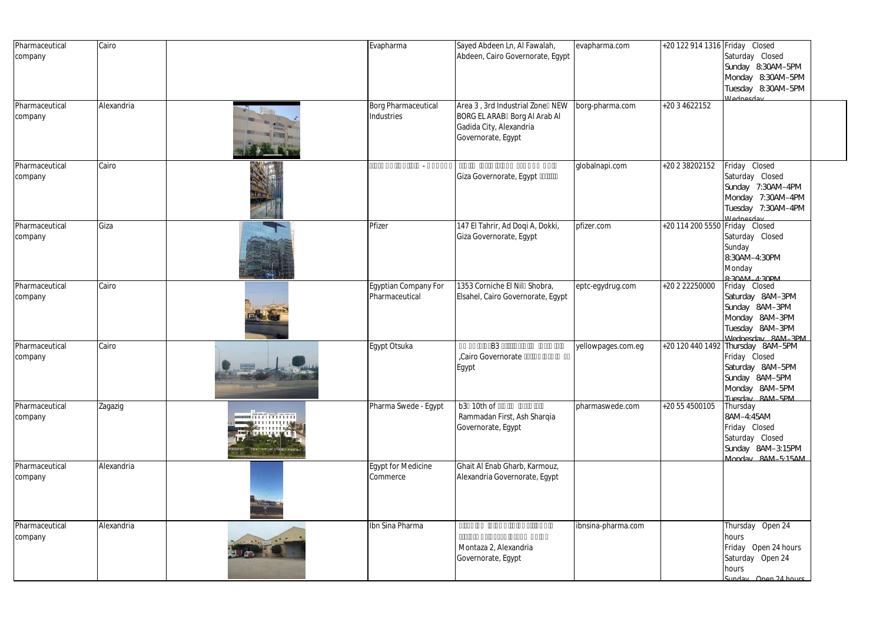| Pharmaceutical company | Cairo | | Evapharma | Sayed Abdeen Ln, Al Fawalah, Abdeen, Cairo Governorate, Egypt | evapharma.com | +20 122 914 1316 | Friday Closed Saturday Closed Sunday 8:30AM–5PM Monday 8:30AM–5PM Tuesday 8:30AM–5PM Wednesday |
|---|---|---|---|---|---|---|---|
| Pharmaceutical company | Alexandria | | Borg Pharmaceutical Industries | Area 3 , 3rd Industrial Zone NEW BORG EL ARAB Borg Al Arab Al Gadida City, Alexandria Governorate, Egypt | borg-pharma.com | +20 3 4622152 | |
| Pharmaceutical company | Cairo | | - | Giza Governorate, Egypt | globalnapi.com | +20 2 38202152 | Friday Closed Saturday Closed Sunday 7:30AM–4PM Monday 7:30AM–4PM Tuesday 7:30AM–4PM Wednesday |
| Pharmaceutical company | Giza | | Pfizer | 147 El Tahrir, Ad Doqi A, Dokki, Giza Governorate, Egypt | pfizer.com | +20 114 200 5550 | Friday Closed Saturday Closed Sunday 8:30AM–4:30PM Monday 8:30AM–4:30PM |
| Pharmaceutical company | Cairo | | Egyptian Company For Pharmaceutical | 1353 Corniche El Nil Shobra, Elsahel, Cairo Governorate, Egypt | eptc-egydrug.com | +20 2 22250000 | Friday Closed Saturday 8AM–3PM Sunday 8AM–3PM Monday 8AM–3PM Tuesday 8AM–3PM Wednesday 8AM–3PM |
| Pharmaceutical company | Cairo | | Egypt Otsuka | B3 ,Cairo Governorate Egypt | yellowpages.com.eg | +20 120 440 1492 | Thursday 8AM–5PM Friday Closed Saturday 8AM–5PM Sunday 8AM–5PM Monday 8AM–5PM Tuesday 8AM–5PM |
| Pharmaceutical company | Zagazig | | Pharma Swede - Egypt | b3 10th of Rammadan First, Ash Sharqia Governorate, Egypt | pharmaswede.com | +20 55 4500105 | Thursday 8AM–4:45AM Friday Closed Saturday Closed Sunday 8AM–3:15PM Monday 8AM–5:15AM |
| Pharmaceutical company | Alexandria | | Egypt for Medicine Commerce | Ghait Al Enab Gharb, Karmouz, Alexandria Governorate, Egypt | | | |
| Pharmaceutical company | Alexandria | | Ibn Sina Pharma | Montaza 2, Alexandria Governorate, Egypt | ibnsina-pharma.com | | Thursday Open 24 hours Friday Open 24 hours Saturday Open 24 hours Sunday Open 24 hours |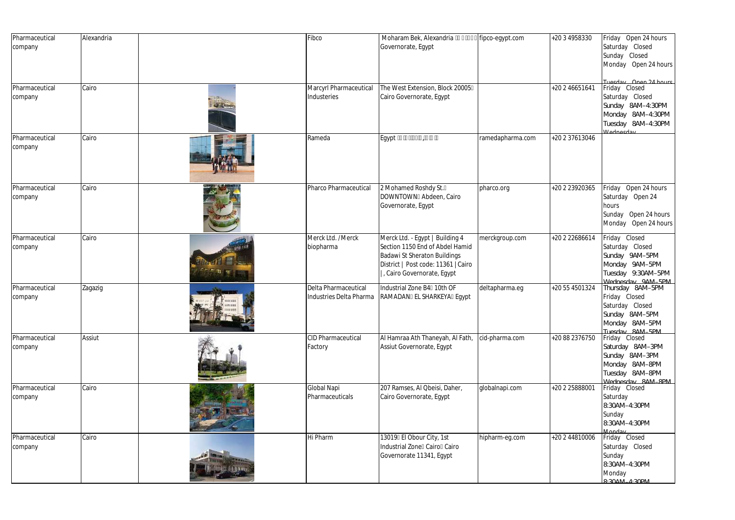| Pharmaceutical company | Alexandria | | Fibco | Moharam Bek, Alexandria Governorate, Egypt | fipco-egypt.com | +20 3 4958330 | Friday Open 24 hours Saturday Closed Sunday Closed Monday Open 24 hours Tuesday Open 24 hours |
|---|---|---|---|---|---|---|---|
| Pharmaceutical company | Cairo | | Marcyrl Pharmaceutical Industeries | The West Extension, Block 20005 Cairo Governorate, Egypt | | +20 2 46651641 | Friday Closed Saturday Closed Sunday 8AM–4:30PM Monday 8AM–4:30PM Tuesday 8AM–4:30PM Wednesday |
| Pharmaceutical company | Cairo | | Rameda | Egypt | ramedapharma.com | +20 2 37613046 | |
| Pharmaceutical company | Cairo | | Pharco Pharmaceutical | 2 Mohamed Roshdy St. DOWNTOWN Abdeen, Cairo Governorate, Egypt | pharco.org | +20 2 23920365 | Friday Open 24 hours Saturday Open 24 hours Sunday Open 24 hours Monday Open 24 hours |
| Pharmaceutical company | Cairo | | Merck Ltd. / Merck biopharma | Merck Ltd. - Egypt \| Building 4 Section 1150 End of Abdel Hamid Badawi St Sheraton Buildings District \| Post code: 11361 \| Cairo \| , Cairo Governorate, Egypt | merckgroup.com | +20 2 22686614 | Friday Closed Saturday Closed Sunday 9AM–5PM Monday 9AM–5PM Tuesday 9:30AM–5PM Wednesday 9AM–5PM |
| Pharmaceutical company | Zagazig | | Delta Pharmaceutical Industries Delta Pharma | Industrial Zone B4 10th OF RAMADAN EL SHARKEYA Egypt | deltapharma.eg | +20 55 4501324 | Thursday 8AM–5PM Friday Closed Saturday Closed Sunday 8AM–5PM Monday 8AM–5PM Tuesday 8AM–5PM |
| Pharmaceutical company | Assiut | | CID Pharmaceutical Factory | Al Hamraa Ath Thaneyah, Al Fath, Assiut Governorate, Egypt | cid-pharma.com | +20 88 2376750 | Friday Closed Saturday 8AM–3PM Sunday 8AM–3PM Monday 8AM–8PM Tuesday 8AM–8PM Wednesday 8AM–8PM |
| Pharmaceutical company | Cairo | | Global Napi Pharmaceuticals | 207 Ramses, Al Qbeisi, Daher, Cairo Governorate, Egypt | globalnapi.com | +20 2 25888001 | Friday Closed Saturday 8:30AM–4:30PM Sunday 8:30AM–4:30PM Monday |
| Pharmaceutical company | Cairo | | Hi Pharm | 13019 El Obour City, 1st Industrial Zone Cairo Cairo Governorate 11341, Egypt | hipharm-eg.com | +20 2 44810006 | Friday Closed Saturday Closed Sunday 8:30AM–4:30PM Monday 8:30AM–4:30PM |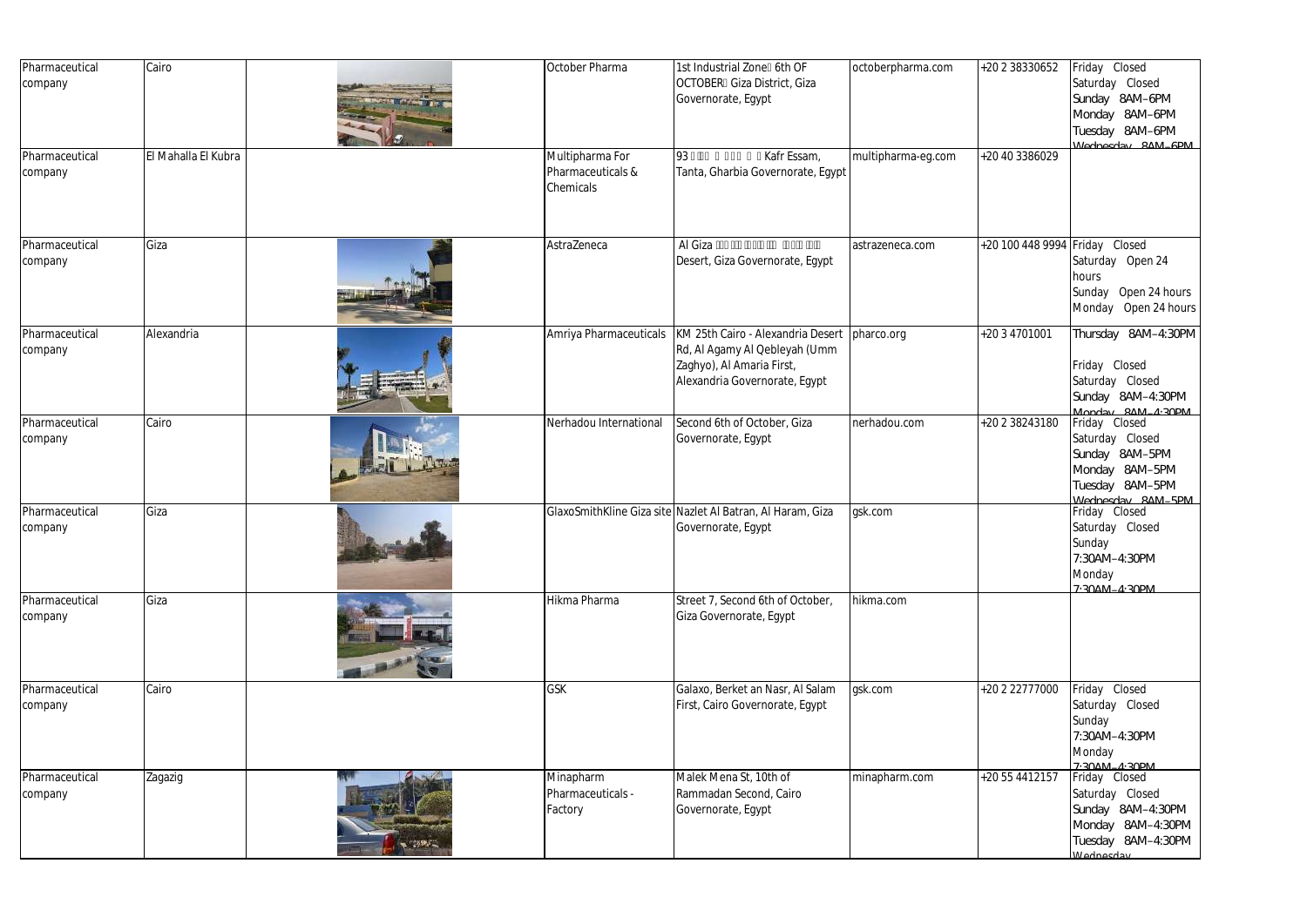| Pharmaceutical company | Cairo | | October Pharma | 1st Industrial Zone 6th OF OCTOBER Giza District, Giza Governorate, Egypt | octoberpharma.com | +20 2 38330652 | Friday Closed Saturday Closed Sunday 8AM–6PM Monday 8AM–6PM Tuesday 8AM–6PM Wednesday 8AM–6PM |
|---|---|---|---|---|---|---|---|
| Pharmaceutical company | El Mahalla El Kubra | | Multipharma For Pharmaceuticals & Chemicals | 93 Kafr Essam, Tanta, Gharbia Governorate, Egypt | multipharma-eg.com | +20 40 3386029 | |
| Pharmaceutical company | Giza | | AstraZeneca | Al Giza Desert, Giza Governorate, Egypt | astrazeneca.com | +20 100 448 9994 | Friday Closed Saturday Open 24 hours Sunday Open 24 hours Monday Open 24 hours |
| Pharmaceutical company | Alexandria | | Amriya Pharmaceuticals | KM 25th Cairo - Alexandria Desert Rd, Al Agamy Al Qebleyah (Umm Zaghyo), Al Amaria First, Alexandria Governorate, Egypt | pharco.org | +20 3 4701001 | Thursday 8AM–4:30PM Friday Closed Saturday Closed Sunday 8AM–4:30PM Monday 8AM–4:30PM |
| Pharmaceutical company | Cairo | | Nerhadou International | Second 6th of October, Giza Governorate, Egypt | nerhadou.com | +20 2 38243180 | Friday Closed Saturday Closed Sunday 8AM–5PM Monday 8AM–5PM Tuesday 8AM–5PM Wednesday 8AM–5PM |
| Pharmaceutical company | Giza | | GlaxoSmithKline Giza site | Nazlet Al Batran, Al Haram, Giza Governorate, Egypt | gsk.com | | Friday Closed Saturday Closed Sunday 7:30AM–4:30PM Monday 7:30AM–4:30PM |
| Pharmaceutical company | Giza | | Hikma Pharma | Street 7, Second 6th of October, Giza Governorate, Egypt | hikma.com | | |
| Pharmaceutical company | Cairo | | GSK | Galaxo, Berket an Nasr, Al Salam First, Cairo Governorate, Egypt | gsk.com | +20 2 22777000 | Friday Closed Saturday Closed Sunday 7:30AM–4:30PM Monday 7:30AM–4:30PM |
| Pharmaceutical company | Zagazig | | Minapharm Pharmaceuticals - Factory | Malek Mena St, 10th of Rammadan Second, Cairo Governorate, Egypt | minapharm.com | +20 55 4412157 | Friday Closed Saturday Closed Sunday 8AM–4:30PM Monday 8AM–4:30PM Tuesday 8AM–4:30PM Wednesday |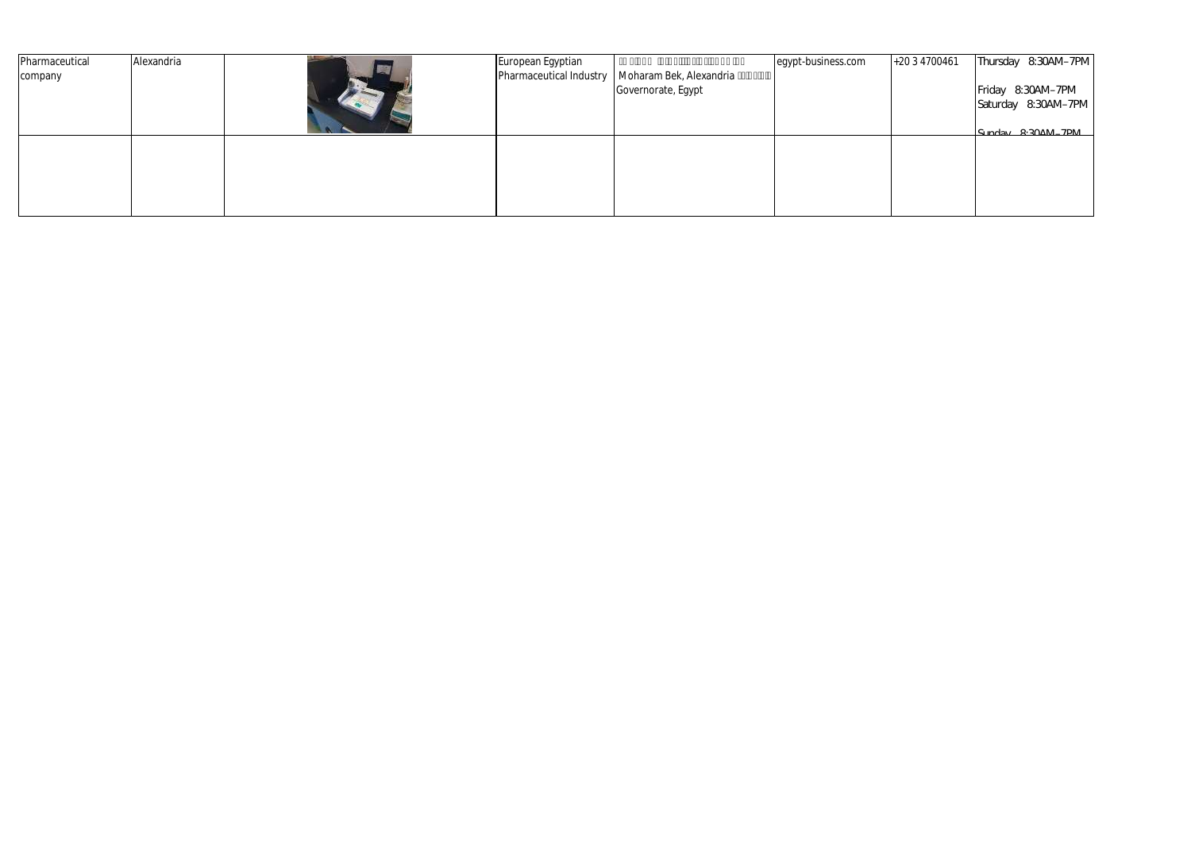| | | | | | | | |
|---|---|---|---|---|---|---|---|
| Pharmaceutical company | Alexandria | | European Egyptian Pharmaceutical Industry | Moharam Bek, Alexandria Governorate, Egypt | egypt-business.com | +20 3 4700461 | Thursday 8:30AM–7PM<br>Friday 8:30AM–7PM<br>Saturday 8:30AM–7PM<br>Sunday 8:30AM–7PM |
| | | | | | | | |